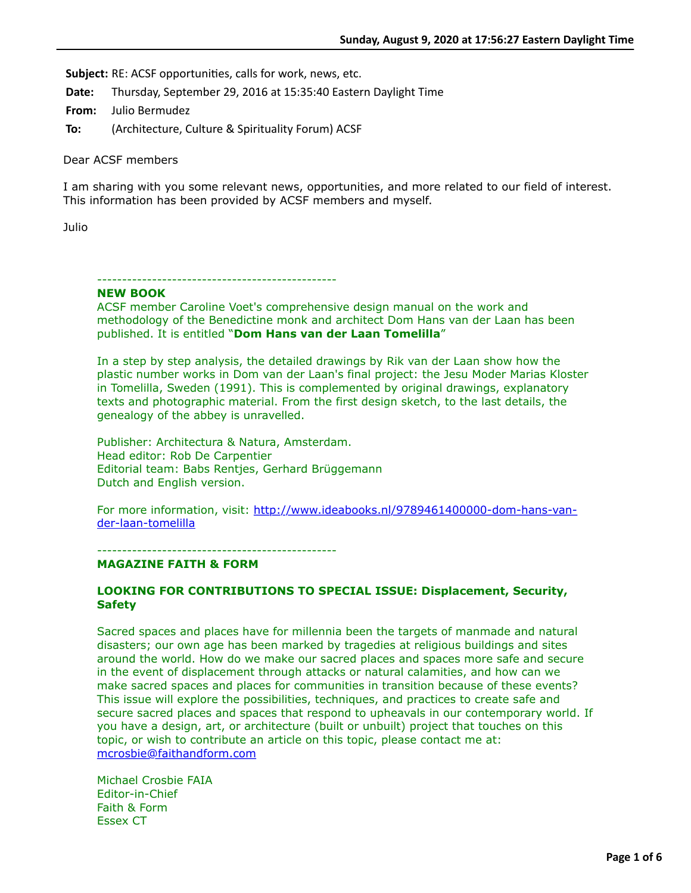**Subject:** RE: ACSF opportunities, calls for work, news, etc.

**Date:** Thursday, September 29, 2016 at 15:35:40 Eastern Daylight Time

**From:** Julio Bermudez

**To:** (Architecture, Culture & Spirituality Forum) ACSF

Dear ACSF members

I am sharing with you some relevant news, opportunities, and more related to our field of interest. This information has been provided by ACSF members and myself.

Julio

------------------------------------------------

**NEW BOOK**

ACSF member Caroline Voet's comprehensive design manual on the work and methodology of the Benedictine monk and architect Dom Hans van der Laan has been published. It is entitled "**Dom Hans van der Laan Tomelilla**"

In a step by step analysis, the detailed drawings by Rik van der Laan show how the plastic number works in Dom van der Laan's final project: the Jesu Moder Marias Kloster in Tomelilla, Sweden (1991). This is complemented by original drawings, explanatory texts and photographic material. From the first design sketch, to the last details, the genealogy of the abbey is unravelled.

Publisher: Architectura & Natura, Amsterdam.
Head editor: Rob De Carpentier
Editorial team: Babs Rentjes, Gerhard Brüggemann
Dutch and English version.

For more information, visit: http://www.ideabooks.nl/9789461400000-dom-hans-van-der-laan-tomelilla

------------------------------------------------

**MAGAZINE FAITH & FORM**

**LOOKING FOR CONTRIBUTIONS TO SPECIAL ISSUE: Displacement, Security, Safety**

Sacred spaces and places have for millennia been the targets of manmade and natural disasters; our own age has been marked by tragedies at religious buildings and sites around the world. How do we make our sacred places and spaces more safe and secure in the event of displacement through attacks or natural calamities, and how can we make sacred spaces and places for communities in transition because of these events? This issue will explore the possibilities, techniques, and practices to create safe and secure sacred places and spaces that respond to upheavals in our contemporary world. If you have a design, art, or architecture (built or unbuilt) project that touches on this topic, or wish to contribute an article on this topic, please contact me at: mcrosbie@faithandform.com

Michael Crosbie FAIA
Editor-in-Chief
Faith & Form
Essex CT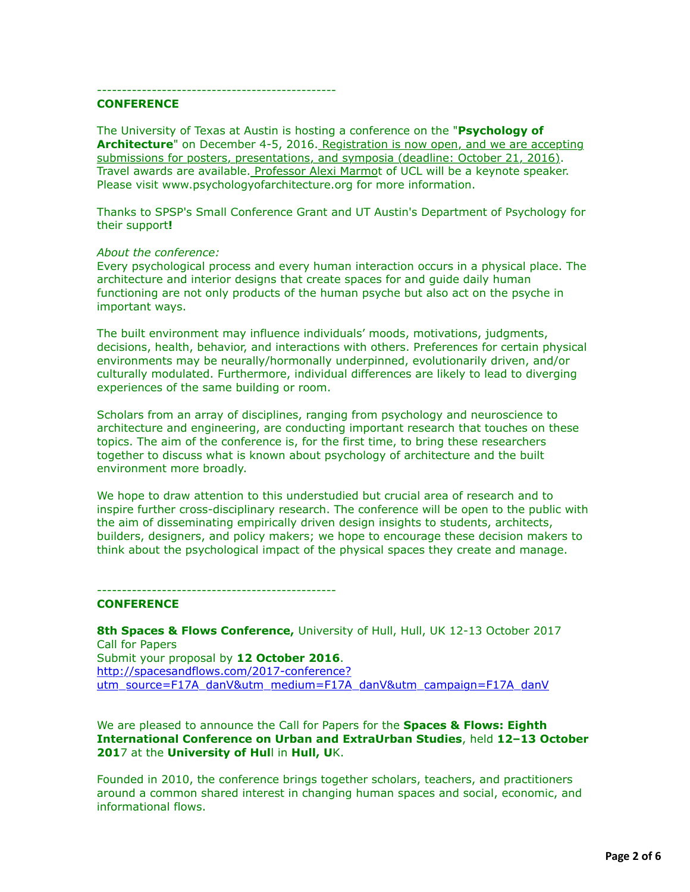------------------------------------------------

**CONFERENCE**

The University of Texas at Austin is hosting a conference on the "**Psychology of Architecture**" on December 4-5, 2016. Registration is now open, and we are accepting submissions for posters, presentations, and symposia (deadline: October 21, 2016). Travel awards are available. Professor Alexi Marmot of UCL will be a keynote speaker. Please visit www.psychologyofarchitecture.org for more information.

Thanks to SPSP's Small Conference Grant and UT Austin's Department of Psychology for their support**!**

*About the conference:*
Every psychological process and every human interaction occurs in a physical place. The architecture and interior designs that create spaces for and guide daily human functioning are not only products of the human psyche but also act on the psyche in important ways.

The built environment may influence individuals' moods, motivations, judgments, decisions, health, behavior, and interactions with others. Preferences for certain physical environments may be neurally/hormonally underpinned, evolutionarily driven, and/or culturally modulated. Furthermore, individual differences are likely to lead to diverging experiences of the same building or room.

Scholars from an array of disciplines, ranging from psychology and neuroscience to architecture and engineering, are conducting important research that touches on these topics. The aim of the conference is, for the first time, to bring these researchers together to discuss what is known about psychology of architecture and the built environment more broadly.

We hope to draw attention to this understudied but crucial area of research and to inspire further cross-disciplinary research. The conference will be open to the public with the aim of disseminating empirically driven design insights to students, architects, builders, designers, and policy makers; we hope to encourage these decision makers to think about the psychological impact of the physical spaces they create and manage.

------------------------------------------------

**CONFERENCE**

**8th Spaces & Flows Conference,** University of Hull, Hull, UK 12-13 October 2017
Call for Papers
Submit your proposal by **12 October 2016**.
http://spacesandflows.com/2017-conference?utm_source=F17A_danV&utm_medium=F17A_danV&utm_campaign=F17A_danV

We are pleased to announce the Call for Papers for the **Spaces & Flows: Eighth International Conference on Urban and ExtraUrban Studies**, held **12–13 October 2017** at the **University of Hull** in **Hull, UK**.

Founded in 2010, the conference brings together scholars, teachers, and practitioners around a common shared interest in changing human spaces and social, economic, and informational flows.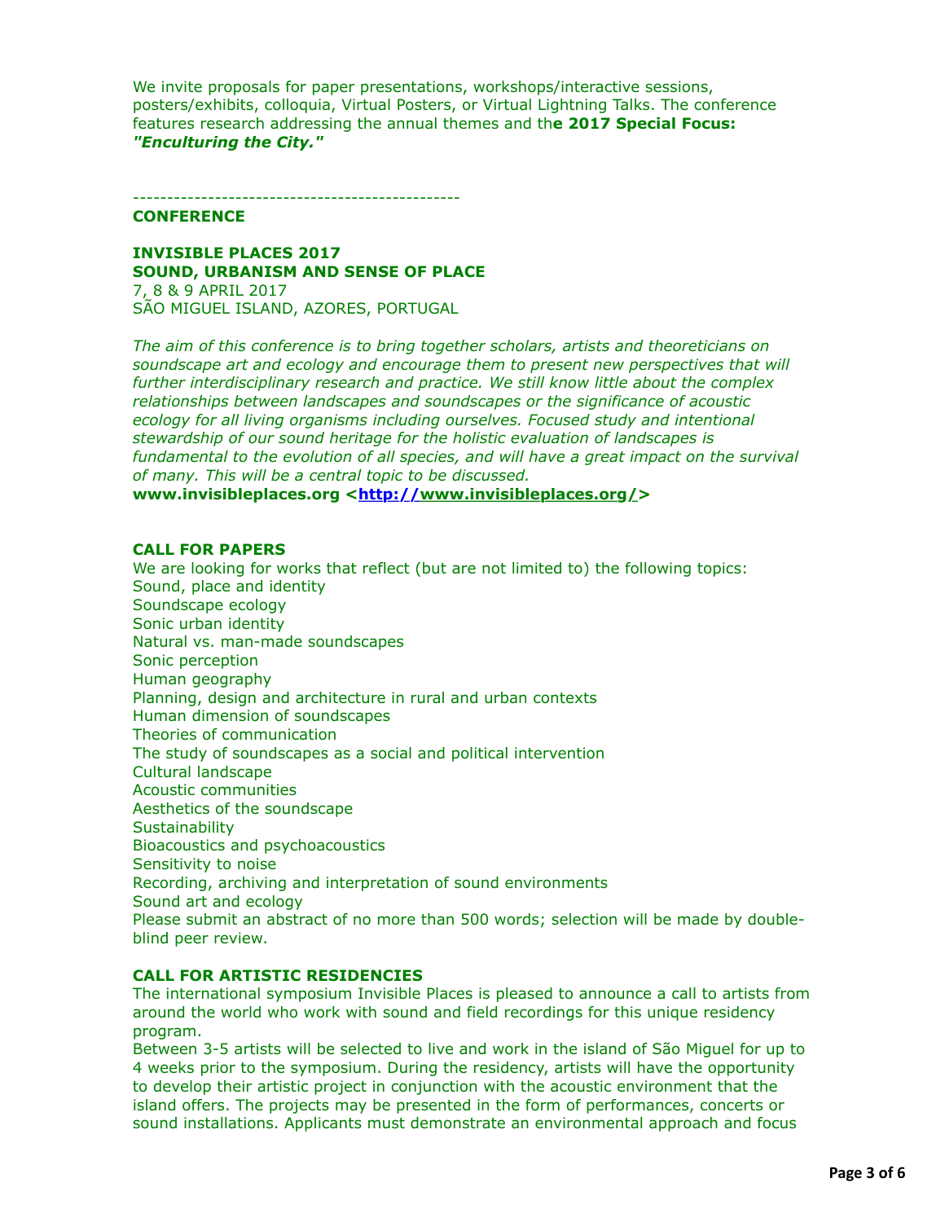We invite proposals for paper presentations, workshops/interactive sessions, posters/exhibits, colloquia, Virtual Posters, or Virtual Lightning Talks. The conference features research addressing the annual themes and th**e 2017 Special Focus:** ***"Enculturing the City."***

-----------------------------------------------

**CONFERENCE**

**INVISIBLE PLACES 2017**
**SOUND, URBANISM AND SENSE OF PLACE**
7, 8 & 9 APRIL 2017
SÃO MIGUEL ISLAND, AZORES, PORTUGAL

*The aim of this conference is to bring together scholars, artists and theoreticians on soundscape art and ecology and encourage them to present new perspectives that will further interdisciplinary research and practice. We still know little about the complex relationships between landscapes and soundscapes or the significance of acoustic ecology for all living organisms including ourselves. Focused study and intentional stewardship of our sound heritage for the holistic evaluation of landscapes is fundamental to the evolution of all species, and will have a great impact on the survival of many. This will be a central topic to be discussed.*
**www.invisibleplaces.org <[http://www.invisibleplaces.org/](http://www.invisibleplaces.org/)>**

**CALL FOR PAPERS**
We are looking for works that reflect (but are not limited to) the following topics:
Sound, place and identity
Soundscape ecology
Sonic urban identity
Natural vs. man-made soundscapes
Sonic perception
Human geography
Planning, design and architecture in rural and urban contexts
Human dimension of soundscapes
Theories of communication
The study of soundscapes as a social and political intervention
Cultural landscape
Acoustic communities
Aesthetics of the soundscape
Sustainability
Bioacoustics and psychoacoustics
Sensitivity to noise
Recording, archiving and interpretation of sound environments
Sound art and ecology
Please submit an abstract of no more than 500 words; selection will be made by double-blind peer review.

**CALL FOR ARTISTIC RESIDENCIES**
The international symposium Invisible Places is pleased to announce a call to artists from around the world who work with sound and field recordings for this unique residency program.
Between 3-5 artists will be selected to live and work in the island of São Miguel for up to 4 weeks prior to the symposium. During the residency, artists will have the opportunity to develop their artistic project in conjunction with the acoustic environment that the island offers. The projects may be presented in the form of performances, concerts or sound installations. Applicants must demonstrate an environmental approach and focus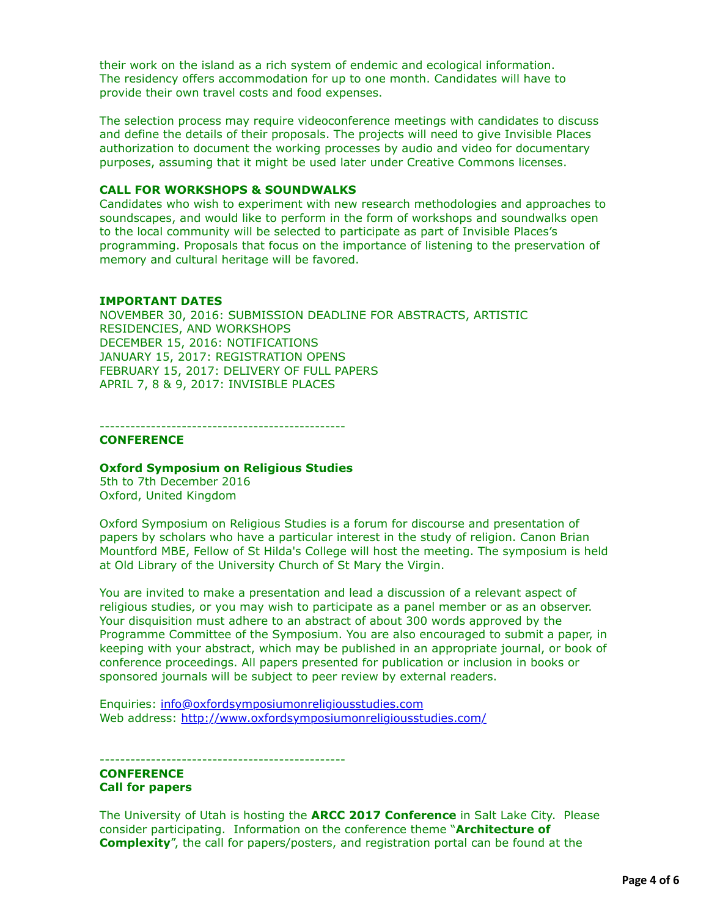their work on the island as a rich system of endemic and ecological information. The residency offers accommodation for up to one month. Candidates will have to provide their own travel costs and food expenses.

The selection process may require videoconference meetings with candidates to discuss and define the details of their proposals. The projects will need to give Invisible Places authorization to document the working processes by audio and video for documentary purposes, assuming that it might be used later under Creative Commons licenses.

**CALL FOR WORKSHOPS & SOUNDWALKS**
Candidates who wish to experiment with new research methodologies and approaches to soundscapes, and would like to perform in the form of workshops and soundwalks open to the local community will be selected to participate as part of Invisible Places's programming. Proposals that focus on the importance of listening to the preservation of memory and cultural heritage will be favored.

**IMPORTANT DATES**
NOVEMBER 30, 2016: SUBMISSION DEADLINE FOR ABSTRACTS, ARTISTIC RESIDENCIES, AND WORKSHOPS
DECEMBER 15, 2016: NOTIFICATIONS
JANUARY 15, 2017: REGISTRATION OPENS
FEBRUARY 15, 2017: DELIVERY OF FULL PAPERS
APRIL 7, 8 & 9, 2017: INVISIBLE PLACES

------------------------------------------------
**CONFERENCE**

**Oxford Symposium on Religious Studies**
5th to 7th December 2016
Oxford, United Kingdom

Oxford Symposium on Religious Studies is a forum for discourse and presentation of papers by scholars who have a particular interest in the study of religion. Canon Brian Mountford MBE, Fellow of St Hilda's College will host the meeting. The symposium is held at Old Library of the University Church of St Mary the Virgin.

You are invited to make a presentation and lead a discussion of a relevant aspect of religious studies, or you may wish to participate as a panel member or as an observer. Your disquisition must adhere to an abstract of about 300 words approved by the Programme Committee of the Symposium. You are also encouraged to submit a paper, in keeping with your abstract, which may be published in an appropriate journal, or book of conference proceedings. All papers presented for publication or inclusion in books or sponsored journals will be subject to peer review by external readers.

Enquiries: info@oxfordsymposiumonreligiousstudies.com
Web address: http://www.oxfordsymposiumonreligiousstudies.com/

------------------------------------------------
**CONFERENCE**
**Call for papers**

The University of Utah is hosting the **ARCC 2017 Conference** in Salt Lake City. Please consider participating. Information on the conference theme "**Architecture of Complexity**", the call for papers/posters, and registration portal can be found at the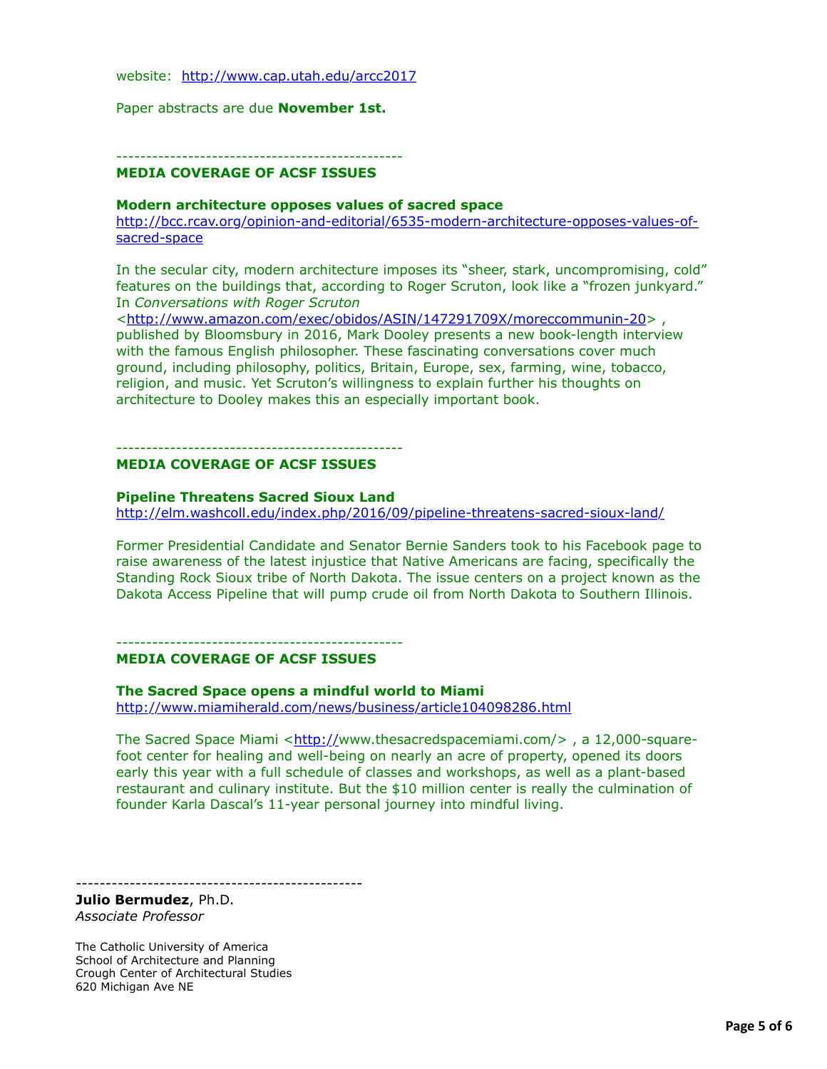website: http://www.cap.utah.edu/arcc2017

Paper abstracts are due **November 1st.**

------------------------------------------------

**MEDIA COVERAGE OF ACSF ISSUES**

**Modern architecture opposes values of sacred space**
http://bcc.rcav.org/opinion-and-editorial/6535-modern-architecture-opposes-values-of-sacred-space

In the secular city, modern architecture imposes its "sheer, stark, uncompromising, cold" features on the buildings that, according to Roger Scruton, look like a "frozen junkyard." In *Conversations with Roger Scruton* <http://www.amazon.com/exec/obidos/ASIN/147291709X/moreccommunin-20> , published by Bloomsbury in 2016, Mark Dooley presents a new book-length interview with the famous English philosopher. These fascinating conversations cover much ground, including philosophy, politics, Britain, Europe, sex, farming, wine, tobacco, religion, and music. Yet Scruton's willingness to explain further his thoughts on architecture to Dooley makes this an especially important book.

------------------------------------------------

**MEDIA COVERAGE OF ACSF ISSUES**

**Pipeline Threatens Sacred Sioux Land**
http://elm.washcoll.edu/index.php/2016/09/pipeline-threatens-sacred-sioux-land/

Former Presidential Candidate and Senator Bernie Sanders took to his Facebook page to raise awareness of the latest injustice that Native Americans are facing, specifically the Standing Rock Sioux tribe of North Dakota. The issue centers on a project known as the Dakota Access Pipeline that will pump crude oil from North Dakota to Southern Illinois.

------------------------------------------------

**MEDIA COVERAGE OF ACSF ISSUES**

**The Sacred Space opens a mindful world to Miami**
http://www.miamiherald.com/news/business/article104098286.html

The Sacred Space Miami <http://www.thesacredspacemiami.com/> , a 12,000-square-foot center for healing and well-being on nearly an acre of property, opened its doors early this year with a full schedule of classes and workshops, as well as a plant-based restaurant and culinary institute. But the $10 million center is really the culmination of founder Karla Dascal's 11-year personal journey into mindful living.

------------------------------------------------

**Julio Bermudez**, Ph.D.
*Associate Professor*

The Catholic University of America
School of Architecture and Planning
Crough Center of Architectural Studies
620 Michigan Ave NE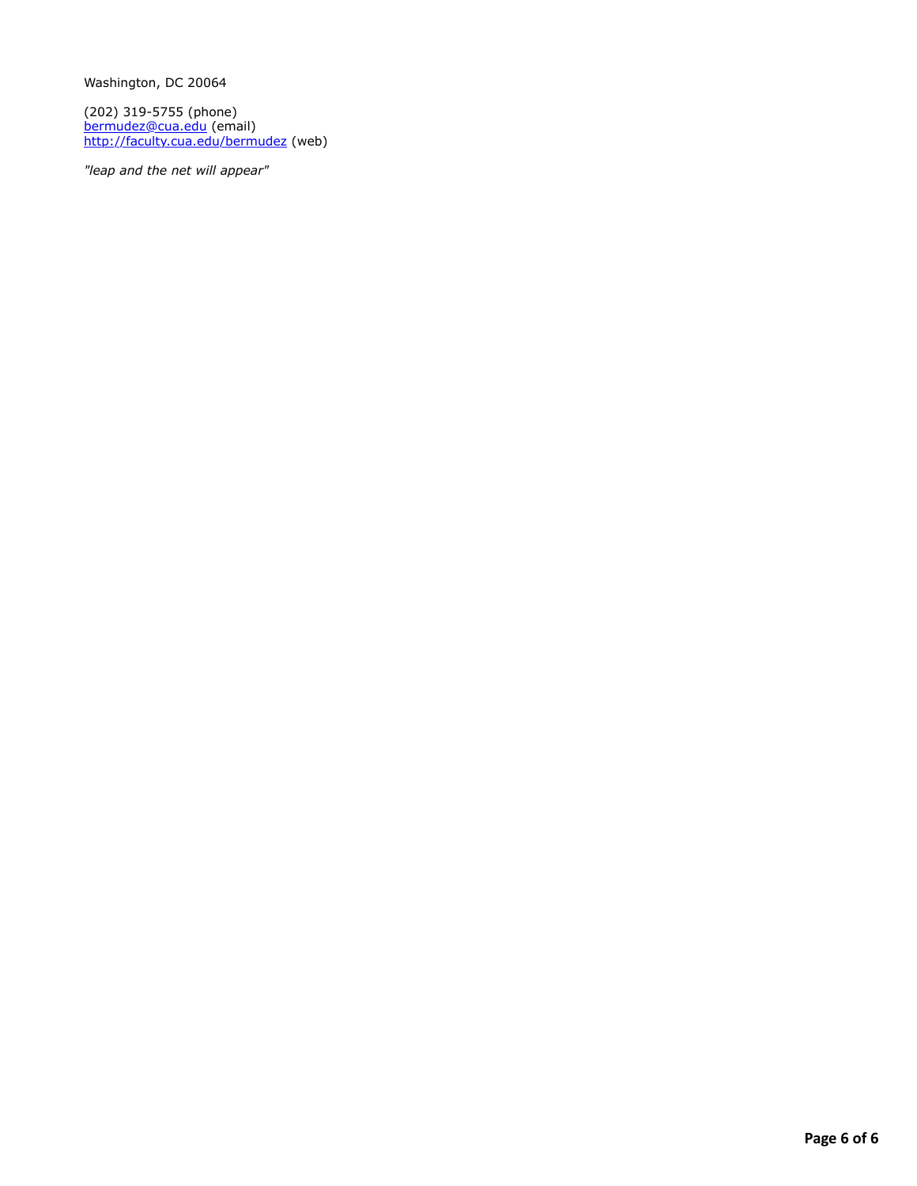Washington, DC 20064

(202) 319-5755 (phone)
[bermudez@cua.edu](mailto:bermudez@cua.edu) (email)
[http://faculty.cua.edu/bermudez](http://faculty.cua.edu/bermudez) (web)

*"leap and the net will appear"*